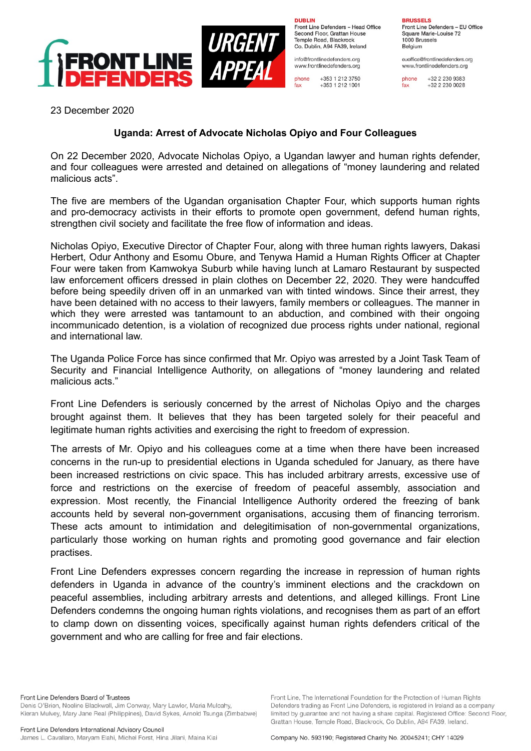FRONT LINE DEFENDERS

URGENT APPEAL

**DUBLIN**
Front Line Defenders – Head Office
Second Floor, Grattan House
Temple Road, Blackrock
Co. Dublin, A94 FA39, Ireland

info@frontlinedefenders.org
www.frontlinedefenders.org

phone +353 1 212 3750
fax +353 1 212 1001

**BRUSSELS**
Front Line Defenders – EU Office
Square Marie-Louise 72
1000 Brussels
Belgium

euoffice@frontlinedefenders.org
www.frontlinedefenders.org

phone +32 2 230 9383
fax +32 2 230 0028

23 December 2020

## Uganda: Arrest of Advocate Nicholas Opiyo and Four Colleagues

On 22 December 2020, Advocate Nicholas Opiyo, a Ugandan lawyer and human rights defender, and four colleagues were arrested and detained on allegations of "money laundering and related malicious acts".

The five are members of the Ugandan organisation Chapter Four, which supports human rights and pro-democracy activists in their efforts to promote open government, defend human rights, strengthen civil society and facilitate the free flow of information and ideas.

Nicholas Opiyo, Executive Director of Chapter Four, along with three human rights lawyers, Dakasi Herbert, Odur Anthony and Esomu Obure, and Tenywa Hamid a Human Rights Officer at Chapter Four were taken from Kamwokya Suburb while having lunch at Lamaro Restaurant by suspected law enforcement officers dressed in plain clothes on December 22, 2020. They were handcuffed before being speedily driven off in an unmarked van with tinted windows. Since their arrest, they have been detained with no access to their lawyers, family members or colleagues. The manner in which they were arrested was tantamount to an abduction, and combined with their ongoing incommunicado detention, is a violation of recognized due process rights under national, regional and international law.

The Uganda Police Force has since confirmed that Mr. Opiyo was arrested by a Joint Task Team of Security and Financial Intelligence Authority, on allegations of "money laundering and related malicious acts."

Front Line Defenders is seriously concerned by the arrest of Nicholas Opiyo and the charges brought against them. It believes that they has been targeted solely for their peaceful and legitimate human rights activities and exercising the right to freedom of expression.

The arrests of Mr. Opiyo and his colleagues come at a time when there have been increased concerns in the run-up to presidential elections in Uganda scheduled for January, as there have been increased restrictions on civic space. This has included arbitrary arrests, excessive use of force and restrictions on the exercise of freedom of peaceful assembly, association and expression. Most recently, the Financial Intelligence Authority ordered the freezing of bank accounts held by several non-government organisations, accusing them of financing terrorism. These acts amount to intimidation and delegitimisation of non-governmental organizations, particularly those working on human rights and promoting good governance and fair election practises.

Front Line Defenders expresses concern regarding the increase in repression of human rights defenders in Uganda in advance of the country's imminent elections and the crackdown on peaceful assemblies, including arbitrary arrests and detentions, and alleged killings. Front Line Defenders condemns the ongoing human rights violations, and recognises them as part of an effort to clamp down on dissenting voices, specifically against human rights defenders critical of the government and who are calling for free and fair elections.

Front Line Defenders Board of Trustees
Denis O'Brien, Noeline Blackwell, Jim Conway, Mary Lawlor, Maria Mulcahy, Kieran Mulvey, Mary Jane Real (Philippines), David Sykes, Arnold Tsunga (Zimbabwe)

Front Line Defenders International Advisory Council
James L. Cavallaro, Maryam Elahi, Michel Forst, Hina Jilani, Maina Kiai

Front Line, The International Foundation for the Protection of Human Rights Defenders trading as Front Line Defenders, is registered in Ireland as a company limited by guarantee and not having a share capital. Registered Office: Second Floor, Grattan House, Temple Road, Blackrock, Co Dublin, A94 FA39, Ireland.

Company No. 593190; Registered Charity No. 20045241; CHY 14029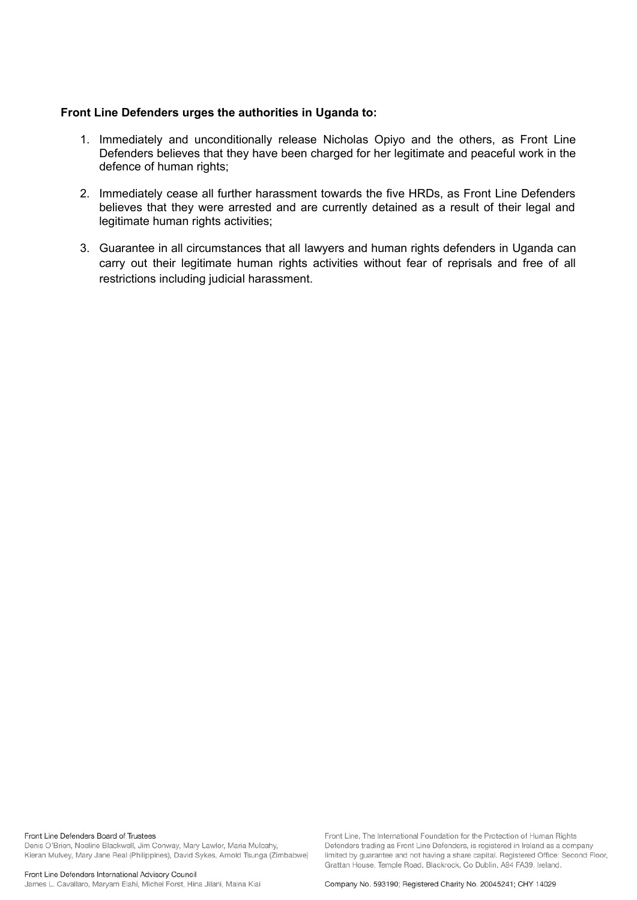**Front Line Defenders urges the authorities in Uganda to:**

1. Immediately and unconditionally release Nicholas Opiyo and the others, as Front Line Defenders believes that they have been charged for her legitimate and peaceful work in the defence of human rights;

2. Immediately cease all further harassment towards the five HRDs, as Front Line Defenders believes that they were arrested and are currently detained as a result of their legal and legitimate human rights activities;

3. Guarantee in all circumstances that all lawyers and human rights defenders in Uganda can carry out their legitimate human rights activities without fear of reprisals and free of all restrictions including judicial harassment.